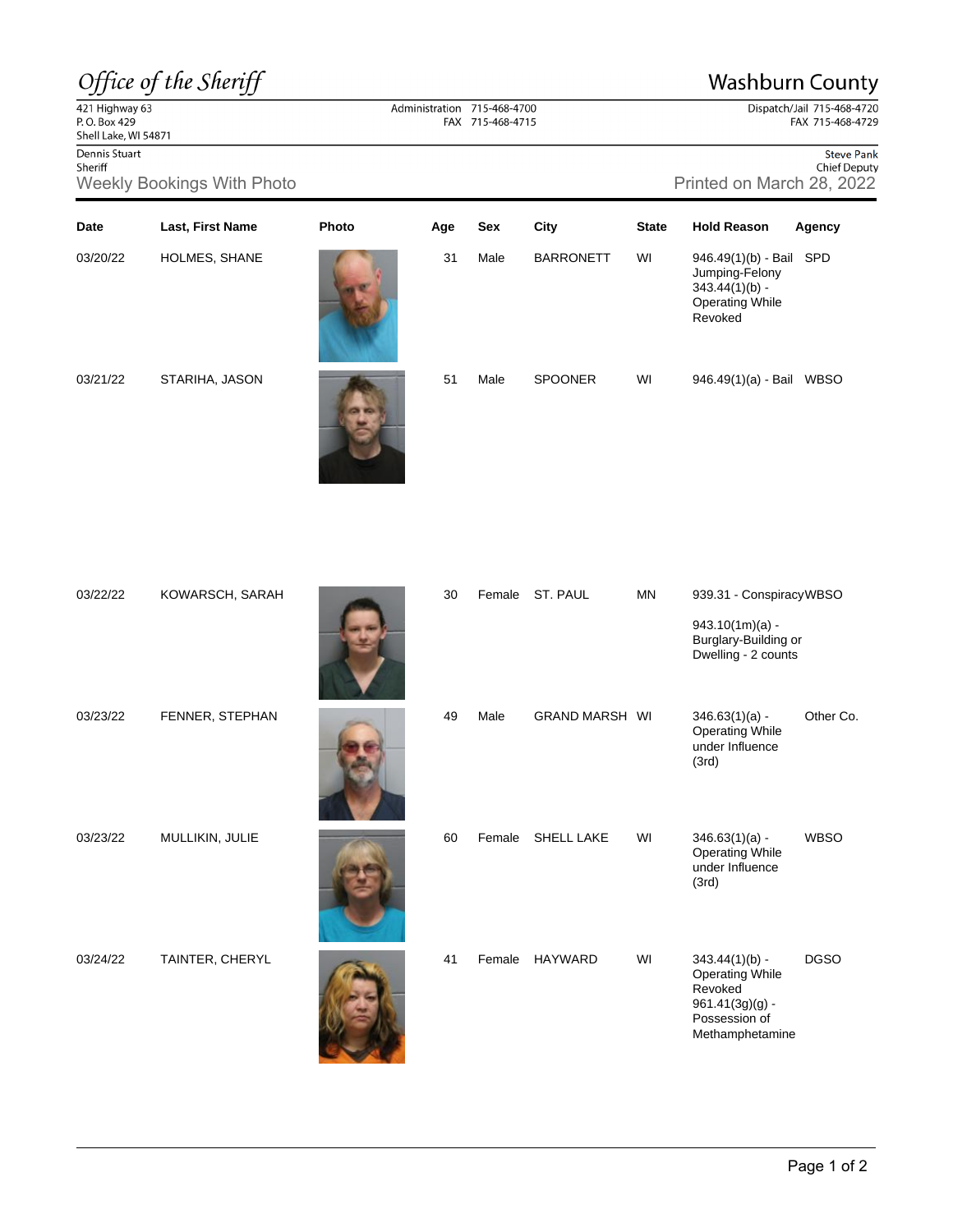*Office of the Sheriff*

# Washburn County

421 Highway 63
P. O. Box 429
Shell Lake, WI 54871

Administration 715-468-4700
FAX 715-468-4715

Dispatch/Jail 715-468-4720
FAX 715-468-4729

Dennis Stuart
Sheriff

Steve Pank
Chief Deputy

## Weekly Bookings With Photo

Printed on March 28, 2022

| Date | Last, First Name | Photo | Age | Sex | City | State | Hold Reason | Agency |
|---|---|---|---|---|---|---|---|---|
| 03/20/22 | HOLMES, SHANE | | 31 | Male | BARRONETT | WI | 946.49(1)(b) - Bail Jumping-Felony 343.44(1)(b) - Operating While Revoked | SPD |
| 03/21/22 | STARIHA, JASON | | 51 | Male | SPOONER | WI | 946.49(1)(a) - Bail | WBSO |
| 03/22/22 | KOWARSCH, SARAH | | 30 | Female | ST. PAUL | MN | 939.31 - Conspiracy 943.10(1m)(a) - Burglary-Building or Dwelling - 2 counts | WBSO |
| 03/23/22 | FENNER, STEPHAN | | 49 | Male | GRAND MARSH | WI | 346.63(1)(a) - Operating While under Influence (3rd) | Other Co. |
| 03/23/22 | MULLIKIN, JULIE | | 60 | Female | SHELL LAKE | WI | 346.63(1)(a) - Operating While under Influence (3rd) | WBSO |
| 03/24/22 | TAINTER, CHERYL | | 41 | Female | HAYWARD | WI | 343.44(1)(b) - Operating While Revoked 961.41(3g)(g) - Possession of Methamphetamine | DGSO |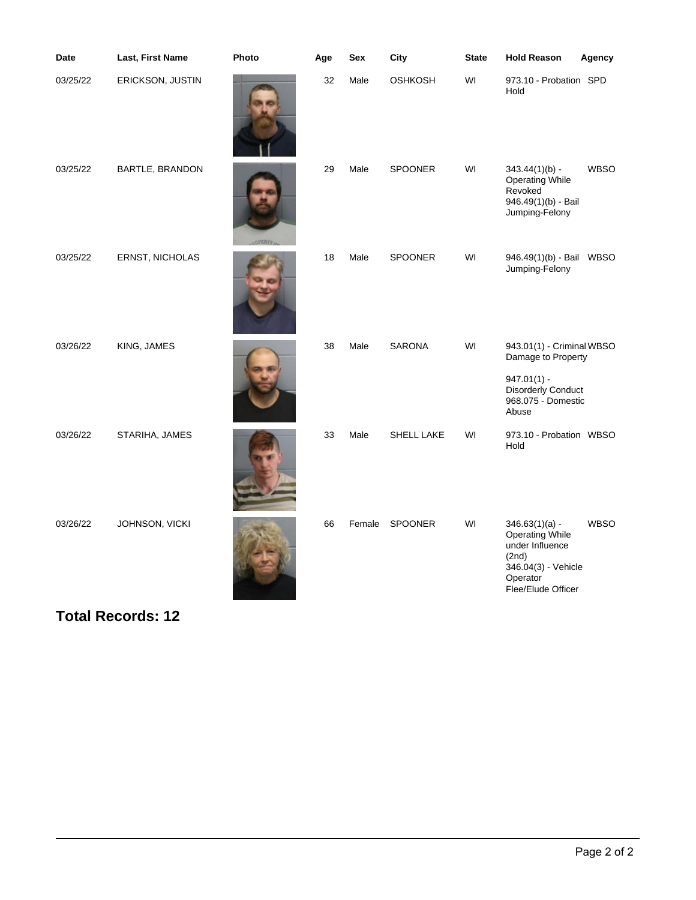| Date | Last, First Name | Photo | Age | Sex | City | State | Hold Reason | Agency |
|---|---|---|---|---|---|---|---|---|
| 03/25/22 | ERICKSON, JUSTIN | | 32 | Male | OSHKOSH | WI | 973.10 - Probation Hold | SPD |
| 03/25/22 | BARTLE, BRANDON | | 29 | Male | SPOONER | WI | 343.44(1)(b) - Operating While Revoked 946.49(1)(b) - Bail Jumping-Felony | WBSO |
| 03/25/22 | ERNST, NICHOLAS | | 18 | Male | SPOONER | WI | 946.49(1)(b) - Bail Jumping-Felony | WBSO |
| 03/26/22 | KING, JAMES | | 38 | Male | SARONA | WI | 943.01(1) - Criminal Damage to Property 947.01(1) - Disorderly Conduct 968.075 - Domestic Abuse | WBSO |
| 03/26/22 | STARIHA, JAMES | | 33 | Male | SHELL LAKE | WI | 973.10 - Probation Hold | WBSO |
| 03/26/22 | JOHNSON, VICKI | | 66 | Female | SPOONER | WI | 346.63(1)(a) - Operating While under Influence (2nd) 346.04(3) - Vehicle Operator Flee/Elude Officer | WBSO |

**Total Records: 12**